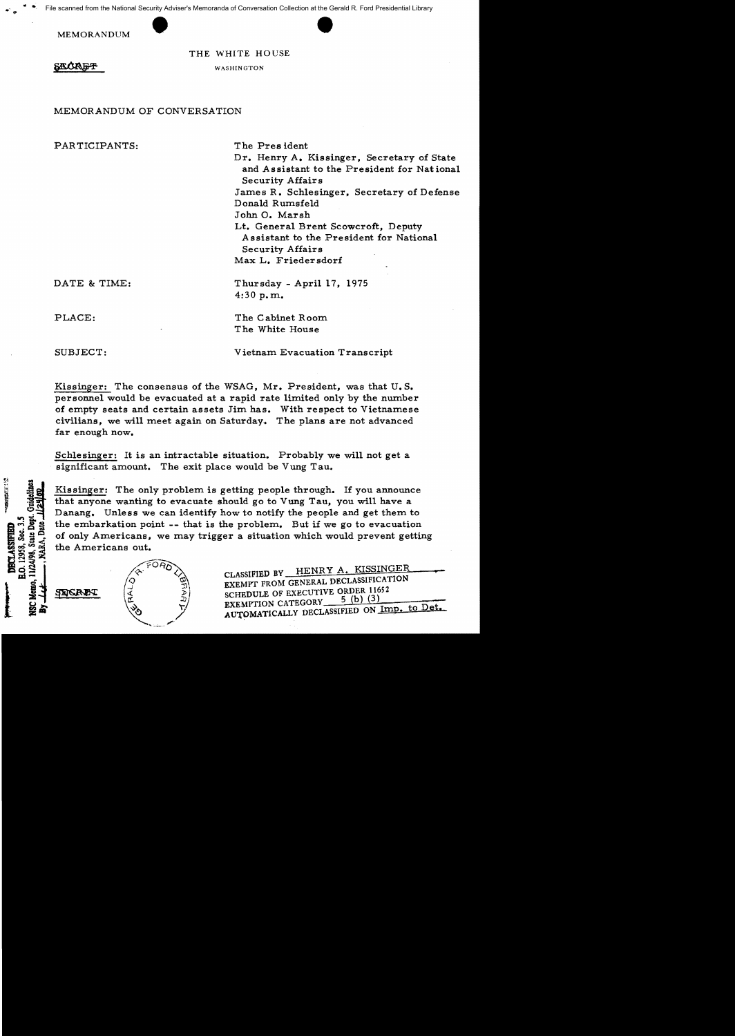File scanned from the National Security Adviser's Memoranda of Conversation Collection at the Gerald R. Ford Presidential Library

MEMORANDUM

THE WHITE HOUSE

SECRET WASHINGTON

MEMORANDUM OF CONVERSATION

PARTICIPANTS: The President
Dr. Henry A. Kissinger, Secretary of State and Assistant to the President for National Security Affairs
James R. Schlesinger, Secretary of Defense
Donald Rumsfeld
John O. Marsh
Lt. General Brent Scowcroft, Deputy Assistant to the President for National Security Affairs
Max L. Friedersdorf

DATE & TIME: Thursday - April 17, 1975
4:30 p.m.

PLACE: The Cabinet Room
The White House

SUBJECT: Vietnam Evacuation Transcript

Kissinger: The consensus of the WSAG, Mr. President, was that U.S. personnel would be evacuated at a rapid rate limited only by the number of empty seats and certain assets Jim has. With respect to Vietnamese civilians, we will meet again on Saturday. The plans are not advanced far enough now.

Schlesinger: It is an intractable situation. Probably we will not get a significant amount. The exit place would be Vung Tau.

Kissinger: The only problem is getting people through. If you announce that anyone wanting to evacuate should go to Vung Tau, you will have a Danang. Unless we can identify how to notify the people and get them to the embarkation point -- that is the problem. But if we go to evacuation of only Americans, we may trigger a situation which would prevent getting the Americans out.

DECLASSIFIED
E.O. 12958, Sec. 3.5
NSC Memo, 11/24/98, State Dept. Guidelines
By ___, NARA, Date ___

SECRET

CLASSIFIED BY HENRY A. KISSINGER
EXEMPT FROM GENERAL DECLASSIFICATION
SCHEDULE OF EXECUTIVE ORDER 11652
EXEMPTION CATEGORY 5 (b) (3)
AUTOMATICALLY DECLASSIFIED ON Imp. to Det.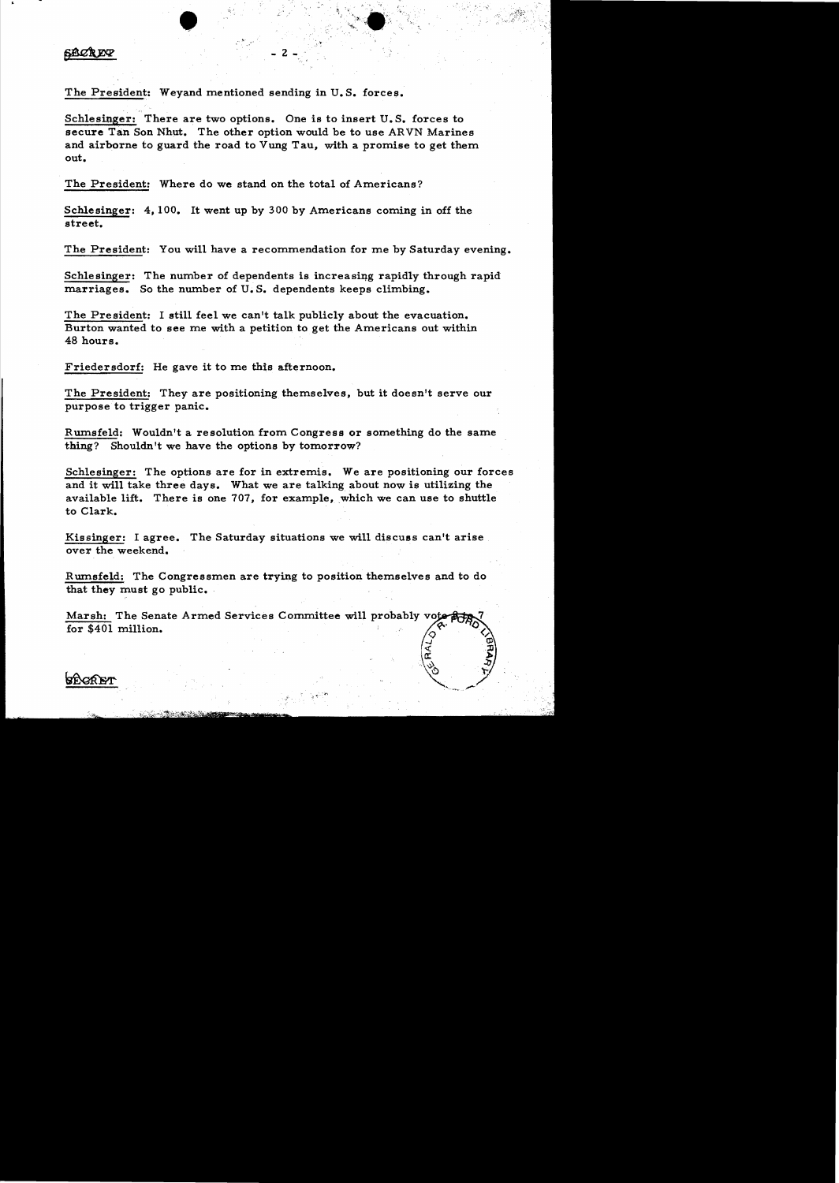The President: Weyand mentioned sending in U.S. forces.

Schlesinger: There are two options. One is to insert U.S. forces to secure Tan Son Nhut. The other option would be to use ARVN Marines and airborne to guard the road to Vung Tau, with a promise to get them out.

The President: Where do we stand on the total of Americans?

Schlesinger: 4,100. It went up by 300 by Americans coming in off the street.

The President: You will have a recommendation for me by Saturday evening.

Schlesinger: The number of dependents is increasing rapidly through rapid marriages. So the number of U.S. dependents keeps climbing.

The President: I still feel we can't talk publicly about the evacuation. Burton wanted to see me with a petition to get the Americans out within 48 hours.

Friedersdorf: He gave it to me this afternoon.

The President: They are positioning themselves, but it doesn't serve our purpose to trigger panic.

Rumsfeld: Wouldn't a resolution from Congress or something do the same thing? Shouldn't we have the options by tomorrow?

Schlesinger: The options are for in extremis. We are positioning our forces and it will take three days. What we are talking about now is utilizing the available lift. There is one 707, for example, which we can use to shuttle to Clark.

Kissinger: I agree. The Saturday situations we will discuss can't arise over the weekend.

Rumsfeld: The Congressmen are trying to position themselves and to do that they must go public.

Marsh: The Senate Armed Services Committee will probably vote 8 to 7 for $401 million.

SECRET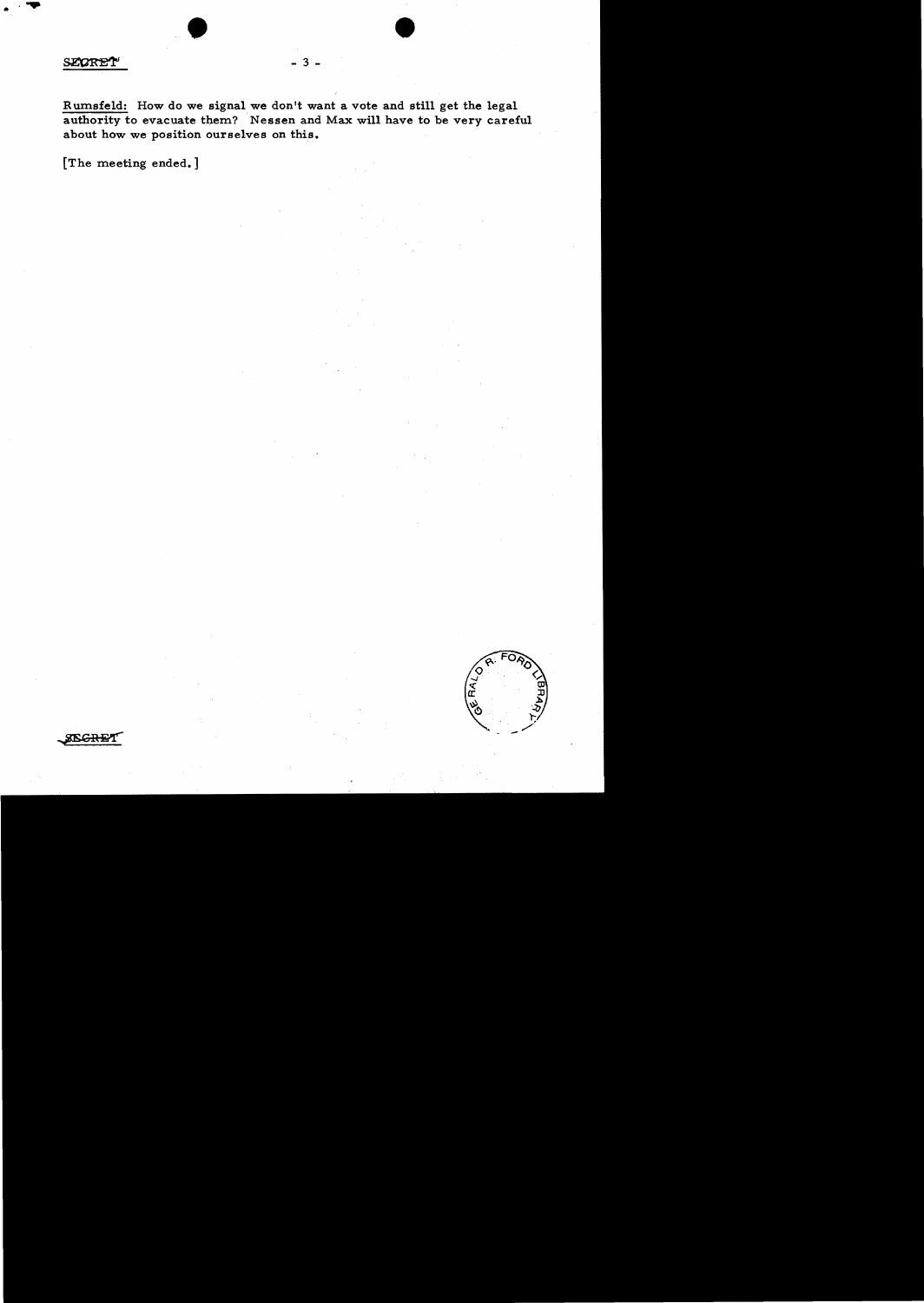SECRET

Rumsfeld: How do we signal we don't want a vote and still get the legal authority to evacuate them? Nessen and Max will have to be very careful about how we position ourselves on this.

[The meeting ended.]

SECRET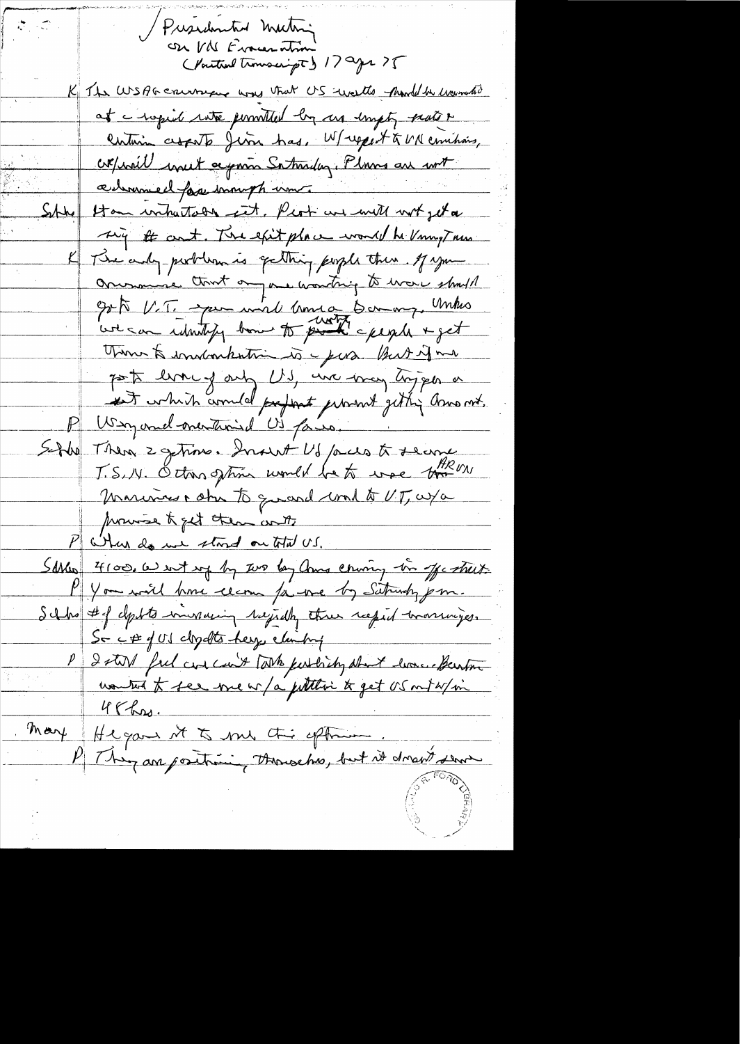/ Presidential Meeting
on VN Evacuation
(Partial transcript) 17 Apr 75

K The WSAG consensus was that US would be reduced at a rapid rate permitted by our empty seats & certain aircraft Jim has. W/ respect to VN civilians, we will meet again Saturday. Plans are not advanced for enough now.

Schle Ham indicated set. Prob we will not get a 
 sig # out. The exit place would be Vung Tau

K The only problem is getting people there. If you announce that anyone wanting to leave should go to V.T. you will have a [illegible]. Unless we can identify how to [illegible] people & get them to embarkation is a prob. But if we go to levels of only US, we may trigger a [illegible] which could prevent getting Amer out.

P Wey and mentioned US force.

Schle Then 2 options. Insert US forces to secure T.S.N. Other option would be to use the ARVN Marines & others to guard road to V.T. w/a promise to get them out.

P Where do we stand on total US.

Schle 4100. We not up by two big Amer coming in, this check.

P You will have them for me by Saturday p.m.

Schle # of depts increasing rapidly three rapid marriages. So the # of US depts keep climbing

P I still feel we can't talk publicly about evac. Burton wanted to see me w/a petition to get US out w/in 48 hrs.

Mary He gave it to me this afternoon.

P They are positioning themselves, but it doesn't seem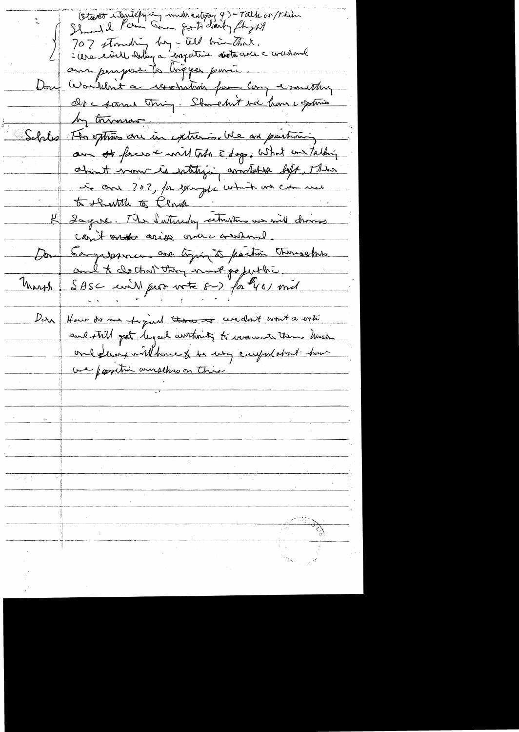(Start identifying under category 4) - Talk w/Thieu

Should Pan Am go to daily flight

707 standing by - tell him that.
: We will delay a negative vote and a withhold
our purpose to trigger panic.

Don: Wouldn't a resolution from Cong - something
do the same thing. Shouldn't we have options
by tomorrow

Schles: The options are in extremis. We are positioning
our AF forces & will take 3 days. What we're talking
about now is intensifying available lift, these
are 707, for example which we can use
to shuttle to Clark

K: Agree. The Saturday situation we will discuss
can't arise over weekend.

Don: Congressmen are trying to position themselves
and to do that they must go public.

Marsh: SASC will pass vote 8-7 for $401 mil

Don: How do we be guided through? We don't want a vote
and still get legal authority to evacuate them. Mason
and Stuart will have to be very careful about how
we position ourselves on this.